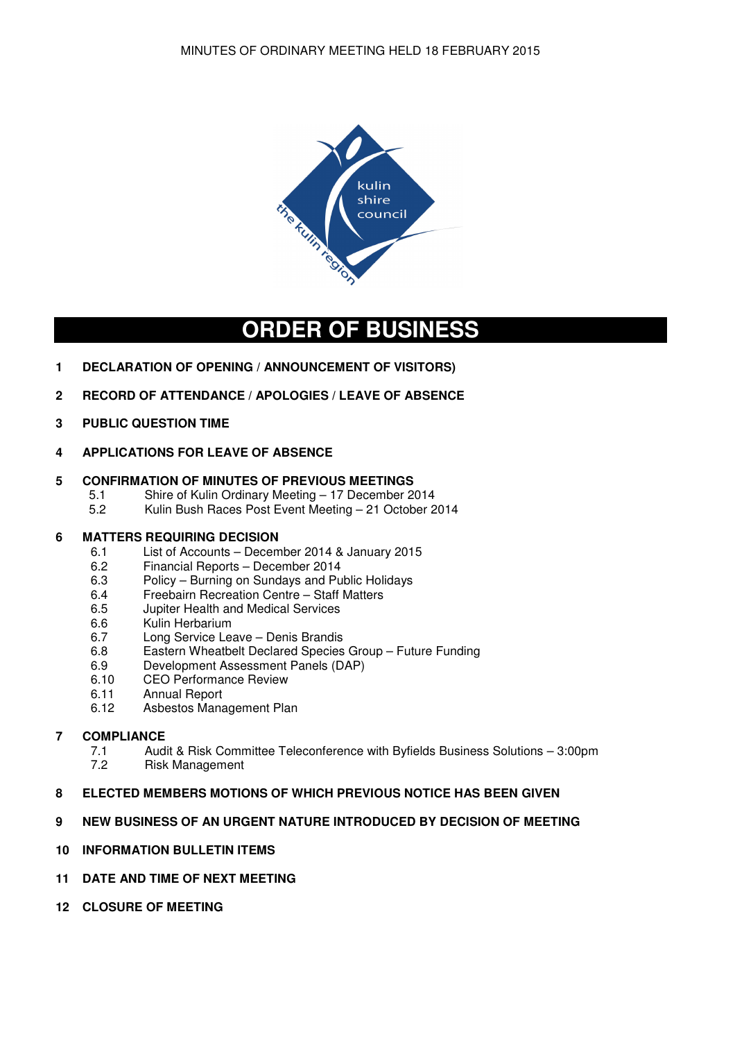# ORDER OF BUSINESS

**1 DECLARATION OF OPENING / ANNOUNCEMENT OF VISITORS)**

**2 RECORD OF ATTENDANCE / APOLOGIES / LEAVE OF ABSENCE**

**3 PUBLIC QUESTION TIME**

**4 APPLICATIONS FOR LEAVE OF ABSENCE**

**5 CONFIRMATION OF MINUTES OF PREVIOUS MEETINGS**

- 5.1 Shire of Kulin Ordinary Meeting – 17 December 2014
- 5.2 Kulin Bush Races Post Event Meeting – 21 October 2014

**6 MATTERS REQUIRING DECISION**

- 6.1 List of Accounts – December 2014 & January 2015
- 6.2 Financial Reports – December 2014
- 6.3 Policy – Burning on Sundays and Public Holidays
- 6.4 Freebairn Recreation Centre – Staff Matters
- 6.5 Jupiter Health and Medical Services
- 6.6 Kulin Herbarium
- 6.7 Long Service Leave – Denis Brandis
- 6.8 Eastern Wheatbelt Declared Species Group – Future Funding
- 6.9 Development Assessment Panels (DAP)
- 6.10 CEO Performance Review
- 6.11 Annual Report
- 6.12 Asbestos Management Plan

**7 COMPLIANCE**

- 7.1 Audit & Risk Committee Teleconference with Byfields Business Solutions – 3:00pm
- 7.2 Risk Management

**8 ELECTED MEMBERS MOTIONS OF WHICH PREVIOUS NOTICE HAS BEEN GIVEN**

**9 NEW BUSINESS OF AN URGENT NATURE INTRODUCED BY DECISION OF MEETING**

**10 INFORMATION BULLETIN ITEMS**

**11 DATE AND TIME OF NEXT MEETING**

**12 CLOSURE OF MEETING**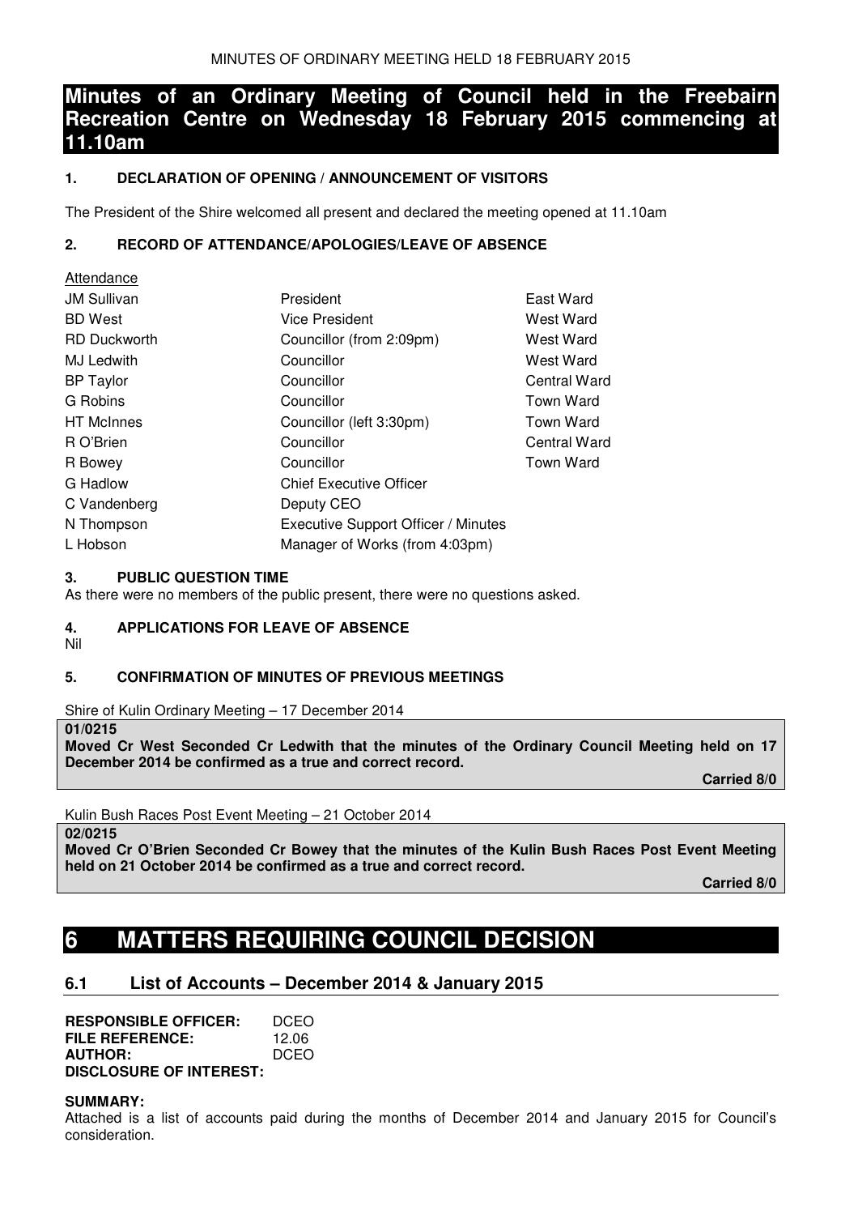# Minutes of an Ordinary Meeting of Council held in the Freebairn Recreation Centre on Wednesday 18 February 2015 commencing at 11.10am

### 1. DECLARATION OF OPENING / ANNOUNCEMENT OF VISITORS

The President of the Shire welcomed all present and declared the meeting opened at 11.10am

### 2. RECORD OF ATTENDANCE/APOLOGIES/LEAVE OF ABSENCE

Attendance

| | | |
|---|---|---|
| JM Sullivan | President | East Ward |
| BD West | Vice President | West Ward |
| RD Duckworth | Councillor (from 2:09pm) | West Ward |
| MJ Ledwith | Councillor | West Ward |
| BP Taylor | Councillor | Central Ward |
| G Robins | Councillor | Town Ward |
| HT McInnes | Councillor (left 3:30pm) | Town Ward |
| R O'Brien | Councillor | Central Ward |
| R Bowey | Councillor | Town Ward |
| G Hadlow | Chief Executive Officer | |
| C Vandenberg | Deputy CEO | |
| N Thompson | Executive Support Officer / Minutes | |
| L Hobson | Manager of Works (from 4:03pm) | |

### 3. PUBLIC QUESTION TIME

As there were no members of the public present, there were no questions asked.

### 4. APPLICATIONS FOR LEAVE OF ABSENCE

Nil

### 5. CONFIRMATION OF MINUTES OF PREVIOUS MEETINGS

Shire of Kulin Ordinary Meeting – 17 December 2014

**01/0215**
**Moved Cr West Seconded Cr Ledwith that the minutes of the Ordinary Council Meeting held on 17 December 2014 be confirmed as a true and correct record.**

**Carried 8/0**

Kulin Bush Races Post Event Meeting – 21 October 2014

**02/0215**
**Moved Cr O'Brien Seconded Cr Bowey that the minutes of the Kulin Bush Races Post Event Meeting held on 21 October 2014 be confirmed as a true and correct record.**

**Carried 8/0**

# 6 MATTERS REQUIRING COUNCIL DECISION

## 6.1 List of Accounts – December 2014 & January 2015

**RESPONSIBLE OFFICER:** DCEO
**FILE REFERENCE:** 12.06
**AUTHOR:** DCEO
**DISCLOSURE OF INTEREST:**

**SUMMARY:**
Attached is a list of accounts paid during the months of December 2014 and January 2015 for Council's consideration.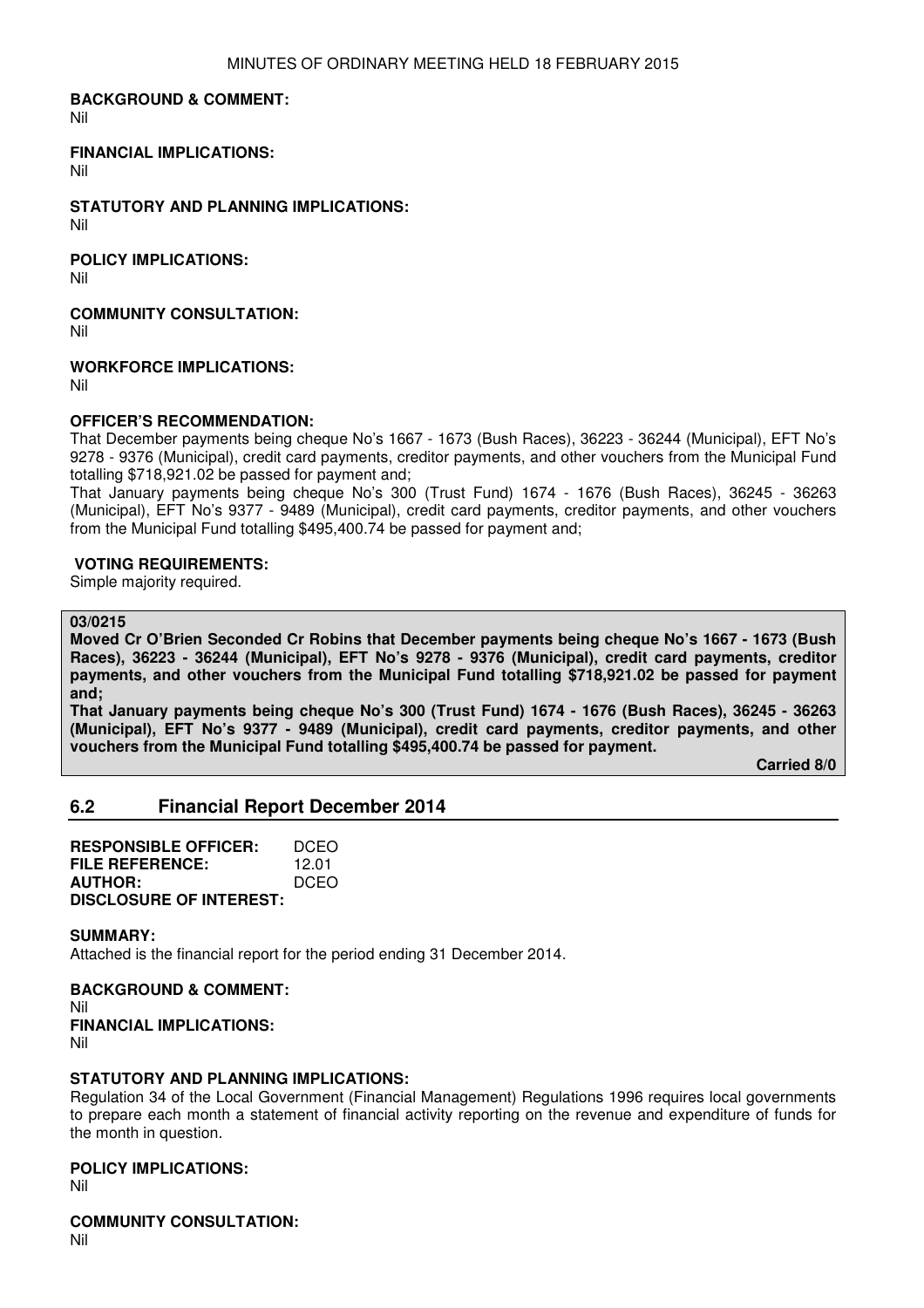**BACKGROUND & COMMENT:**
Nil

**FINANCIAL IMPLICATIONS:**
Nil

**STATUTORY AND PLANNING IMPLICATIONS:**
Nil

**POLICY IMPLICATIONS:**
Nil

**COMMUNITY CONSULTATION:**
Nil

**WORKFORCE IMPLICATIONS:**
Nil

**OFFICER'S RECOMMENDATION:**
That December payments being cheque No's 1667 - 1673 (Bush Races), 36223 - 36244 (Municipal), EFT No's 9278 - 9376 (Municipal), credit card payments, creditor payments, and other vouchers from the Municipal Fund totalling $718,921.02 be passed for payment and;
That January payments being cheque No's 300 (Trust Fund) 1674 - 1676 (Bush Races), 36245 - 36263 (Municipal), EFT No's 9377 - 9489 (Municipal), credit card payments, creditor payments, and other vouchers from the Municipal Fund totalling $495,400.74 be passed for payment and;

**VOTING REQUIREMENTS:**
Simple majority required.

**03/0215**
**Moved Cr O'Brien Seconded Cr Robins that December payments being cheque No's 1667 - 1673 (Bush Races), 36223 - 36244 (Municipal), EFT No's 9278 - 9376 (Municipal), credit card payments, creditor payments, and other vouchers from the Municipal Fund totalling $718,921.02 be passed for payment and;**
**That January payments being cheque No's 300 (Trust Fund) 1674 - 1676 (Bush Races), 36245 - 36263 (Municipal), EFT No's 9377 - 9489 (Municipal), credit card payments, creditor payments, and other vouchers from the Municipal Fund totalling $495,400.74 be passed for payment.**
**Carried 8/0**

## 6.2 Financial Report December 2014

**RESPONSIBLE OFFICER:** DCEO
**FILE REFERENCE:** 12.01
**AUTHOR:** DCEO
**DISCLOSURE OF INTEREST:**

**SUMMARY:**
Attached is the financial report for the period ending 31 December 2014.

**BACKGROUND & COMMENT:**
Nil
**FINANCIAL IMPLICATIONS:**
Nil

**STATUTORY AND PLANNING IMPLICATIONS:**
Regulation 34 of the Local Government (Financial Management) Regulations 1996 requires local governments to prepare each month a statement of financial activity reporting on the revenue and expenditure of funds for the month in question.

**POLICY IMPLICATIONS:**
Nil

**COMMUNITY CONSULTATION:**
Nil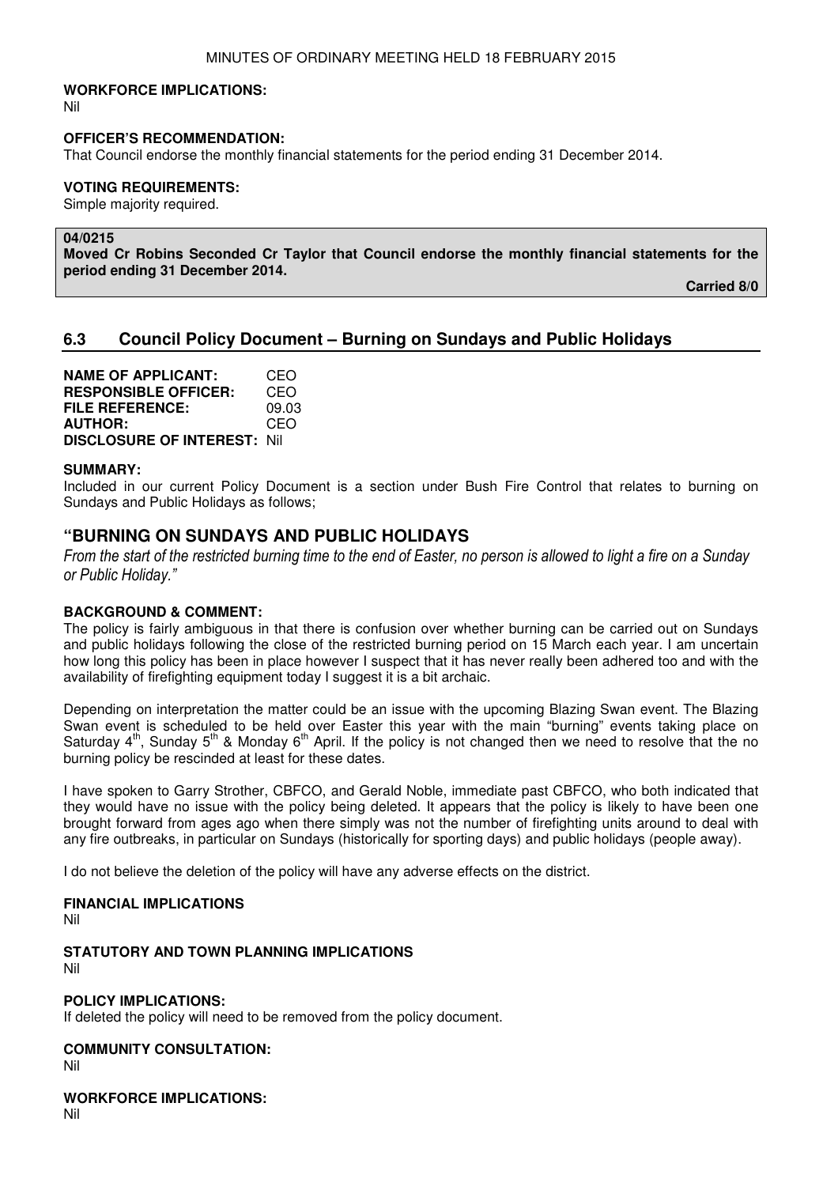**WORKFORCE IMPLICATIONS:**
Nil

**OFFICER'S RECOMMENDATION:**
That Council endorse the monthly financial statements for the period ending 31 December 2014.

**VOTING REQUIREMENTS:**
Simple majority required.

**04/0215**
**Moved Cr Robins Seconded Cr Taylor that Council endorse the monthly financial statements for the period ending 31 December 2014.**

**Carried 8/0**

## 6.3 Council Policy Document – Burning on Sundays and Public Holidays

**NAME OF APPLICANT:** CEO
**RESPONSIBLE OFFICER:** CEO
**FILE REFERENCE:** 09.03
**AUTHOR:** CEO
**DISCLOSURE OF INTEREST:** Nil

**SUMMARY:**
Included in our current Policy Document is a section under Bush Fire Control that relates to burning on Sundays and Public Holidays as follows;

### "BURNING ON SUNDAYS AND PUBLIC HOLIDAYS

*From the start of the restricted burning time to the end of Easter, no person is allowed to light a fire on a Sunday or Public Holiday."*

**BACKGROUND & COMMENT:**
The policy is fairly ambiguous in that there is confusion over whether burning can be carried out on Sundays and public holidays following the close of the restricted burning period on 15 March each year. I am uncertain how long this policy has been in place however I suspect that it has never really been adhered too and with the availability of firefighting equipment today I suggest it is a bit archaic.

Depending on interpretation the matter could be an issue with the upcoming Blazing Swan event. The Blazing Swan event is scheduled to be held over Easter this year with the main "burning" events taking place on Saturday 4th, Sunday 5th & Monday 6th April. If the policy is not changed then we need to resolve that the no burning policy be rescinded at least for these dates.

I have spoken to Garry Strother, CBFCO, and Gerald Noble, immediate past CBFCO, who both indicated that they would have no issue with the policy being deleted. It appears that the policy is likely to have been one brought forward from ages ago when there simply was not the number of firefighting units around to deal with any fire outbreaks, in particular on Sundays (historically for sporting days) and public holidays (people away).

I do not believe the deletion of the policy will have any adverse effects on the district.

**FINANCIAL IMPLICATIONS**
Nil

**STATUTORY AND TOWN PLANNING IMPLICATIONS**
Nil

**POLICY IMPLICATIONS:**
If deleted the policy will need to be removed from the policy document.

**COMMUNITY CONSULTATION:**
Nil

**WORKFORCE IMPLICATIONS:**
Nil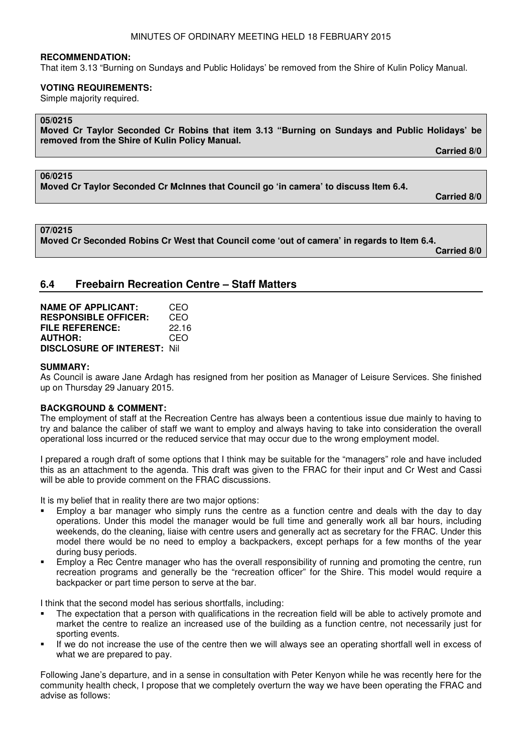**RECOMMENDATION:**
That item 3.13 "Burning on Sundays and Public Holidays' be removed from the Shire of Kulin Policy Manual.

**VOTING REQUIREMENTS:**
Simple majority required.

**05/0215**
**Moved Cr Taylor Seconded Cr Robins that item 3.13 "Burning on Sundays and Public Holidays' be removed from the Shire of Kulin Policy Manual.**

**Carried 8/0**

**06/0215**
**Moved Cr Taylor Seconded Cr McInnes that Council go 'in camera' to discuss Item 6.4.**

**Carried 8/0**

**07/0215**
**Moved Cr Seconded Robins Cr West that Council come 'out of camera' in regards to Item 6.4.**

**Carried 8/0**

## 6.4 Freebairn Recreation Centre – Staff Matters

**NAME OF APPLICANT:** CEO
**RESPONSIBLE OFFICER:** CEO
**FILE REFERENCE:** 22.16
**AUTHOR:** CEO
**DISCLOSURE OF INTEREST:** Nil

**SUMMARY:**
As Council is aware Jane Ardagh has resigned from her position as Manager of Leisure Services. She finished up on Thursday 29 January 2015.

**BACKGROUND & COMMENT:**
The employment of staff at the Recreation Centre has always been a contentious issue due mainly to having to try and balance the caliber of staff we want to employ and always having to take into consideration the overall operational loss incurred or the reduced service that may occur due to the wrong employment model.

I prepared a rough draft of some options that I think may be suitable for the "managers" role and have included this as an attachment to the agenda. This draft was given to the FRAC for their input and Cr West and Cassi will be able to provide comment on the FRAC discussions.

It is my belief that in reality there are two major options:

- Employ a bar manager who simply runs the centre as a function centre and deals with the day to day operations. Under this model the manager would be full time and generally work all bar hours, including weekends, do the cleaning, liaise with centre users and generally act as secretary for the FRAC. Under this model there would be no need to employ a backpackers, except perhaps for a few months of the year during busy periods.
- Employ a Rec Centre manager who has the overall responsibility of running and promoting the centre, run recreation programs and generally be the "recreation officer" for the Shire. This model would require a backpacker or part time person to serve at the bar.

I think that the second model has serious shortfalls, including:

- The expectation that a person with qualifications in the recreation field will be able to actively promote and market the centre to realize an increased use of the building as a function centre, not necessarily just for sporting events.
- If we do not increase the use of the centre then we will always see an operating shortfall well in excess of what we are prepared to pay.

Following Jane's departure, and in a sense in consultation with Peter Kenyon while he was recently here for the community health check, I propose that we completely overturn the way we have been operating the FRAC and advise as follows: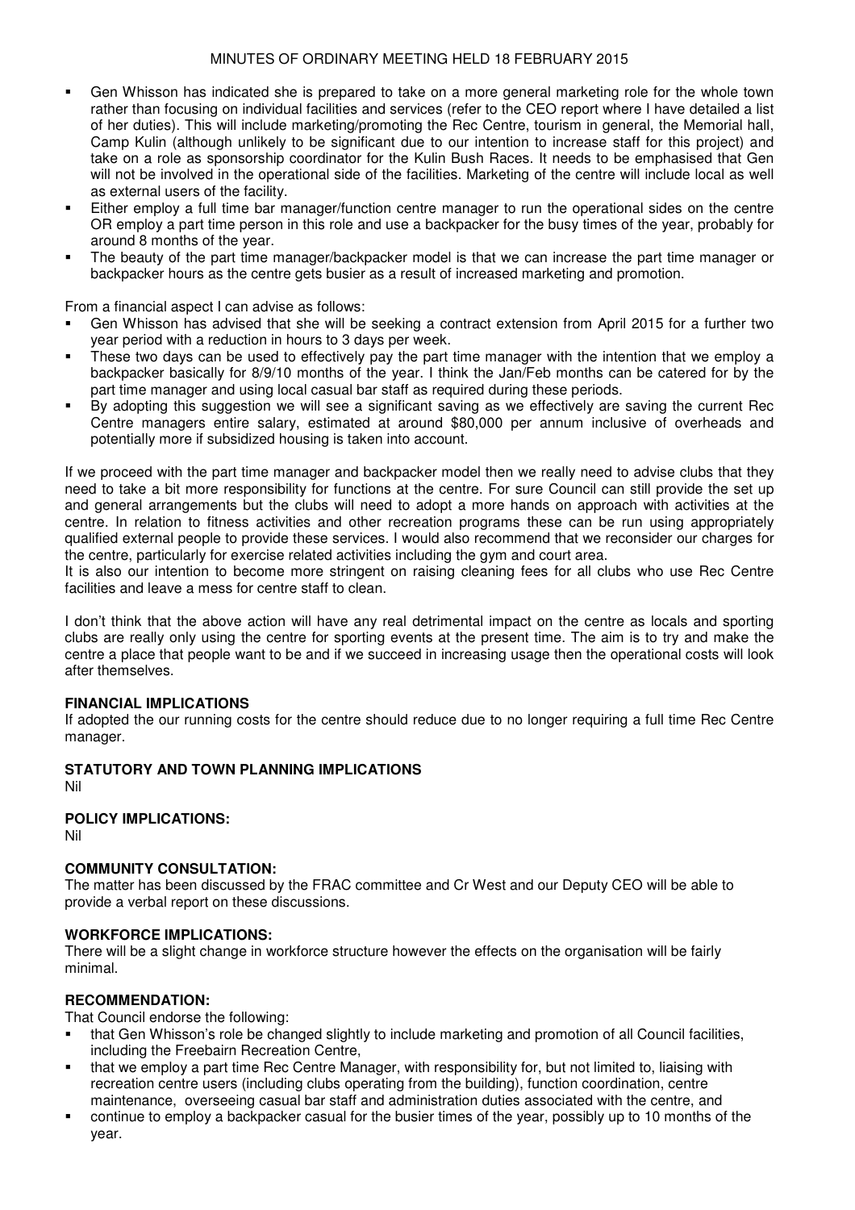- Gen Whisson has indicated she is prepared to take on a more general marketing role for the whole town rather than focusing on individual facilities and services (refer to the CEO report where I have detailed a list of her duties). This will include marketing/promoting the Rec Centre, tourism in general, the Memorial hall, Camp Kulin (although unlikely to be significant due to our intention to increase staff for this project) and take on a role as sponsorship coordinator for the Kulin Bush Races. It needs to be emphasised that Gen will not be involved in the operational side of the facilities. Marketing of the centre will include local as well as external users of the facility.
- Either employ a full time bar manager/function centre manager to run the operational sides on the centre OR employ a part time person in this role and use a backpacker for the busy times of the year, probably for around 8 months of the year.
- The beauty of the part time manager/backpacker model is that we can increase the part time manager or backpacker hours as the centre gets busier as a result of increased marketing and promotion.

From a financial aspect I can advise as follows:

- Gen Whisson has advised that she will be seeking a contract extension from April 2015 for a further two year period with a reduction in hours to 3 days per week.
- These two days can be used to effectively pay the part time manager with the intention that we employ a backpacker basically for 8/9/10 months of the year. I think the Jan/Feb months can be catered for by the part time manager and using local casual bar staff as required during these periods.
- By adopting this suggestion we will see a significant saving as we effectively are saving the current Rec Centre managers entire salary, estimated at around $80,000 per annum inclusive of overheads and potentially more if subsidized housing is taken into account.

If we proceed with the part time manager and backpacker model then we really need to advise clubs that they need to take a bit more responsibility for functions at the centre. For sure Council can still provide the set up and general arrangements but the clubs will need to adopt a more hands on approach with activities at the centre. In relation to fitness activities and other recreation programs these can be run using appropriately qualified external people to provide these services. I would also recommend that we reconsider our charges for the centre, particularly for exercise related activities including the gym and court area.
It is also our intention to become more stringent on raising cleaning fees for all clubs who use Rec Centre facilities and leave a mess for centre staff to clean.

I don't think that the above action will have any real detrimental impact on the centre as locals and sporting clubs are really only using the centre for sporting events at the present time. The aim is to try and make the centre a place that people want to be and if we succeed in increasing usage then the operational costs will look after themselves.

**FINANCIAL IMPLICATIONS**
If adopted the our running costs for the centre should reduce due to no longer requiring a full time Rec Centre manager.

**STATUTORY AND TOWN PLANNING IMPLICATIONS**
Nil

**POLICY IMPLICATIONS:**
Nil

**COMMUNITY CONSULTATION:**
The matter has been discussed by the FRAC committee and Cr West and our Deputy CEO will be able to provide a verbal report on these discussions.

**WORKFORCE IMPLICATIONS:**
There will be a slight change in workforce structure however the effects on the organisation will be fairly minimal.

**RECOMMENDATION:**
That Council endorse the following:

- that Gen Whisson's role be changed slightly to include marketing and promotion of all Council facilities, including the Freebairn Recreation Centre,
- that we employ a part time Rec Centre Manager, with responsibility for, but not limited to, liaising with recreation centre users (including clubs operating from the building), function coordination, centre maintenance, overseeing casual bar staff and administration duties associated with the centre, and
- continue to employ a backpacker casual for the busier times of the year, possibly up to 10 months of the year.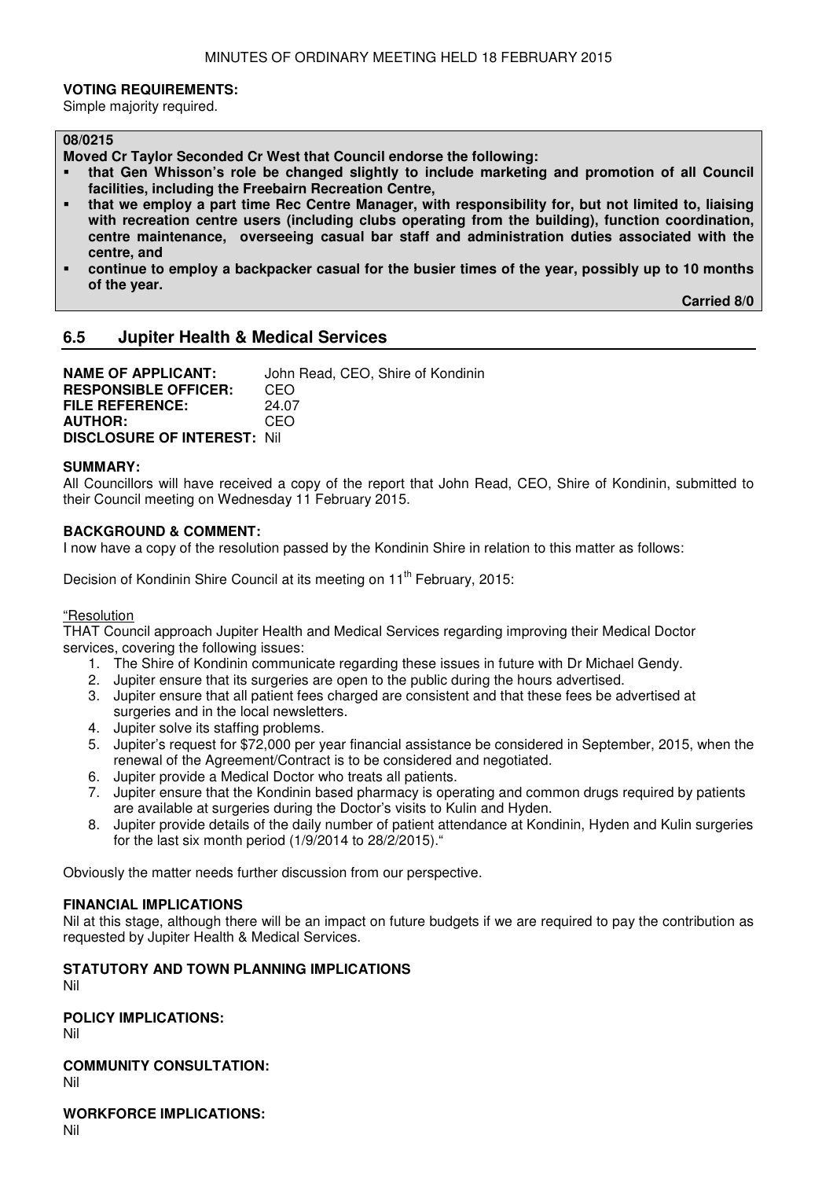**VOTING REQUIREMENTS:**
Simple majority required.

**08/0215**

**Moved Cr Taylor Seconded Cr West that Council endorse the following:**

- **that Gen Whisson's role be changed slightly to include marketing and promotion of all Council facilities, including the Freebairn Recreation Centre,**
- **that we employ a part time Rec Centre Manager, with responsibility for, but not limited to, liaising with recreation centre users (including clubs operating from the building), function coordination, centre maintenance, overseeing casual bar staff and administration duties associated with the centre, and**
- **continue to employ a backpacker casual for the busier times of the year, possibly up to 10 months of the year.**

**Carried 8/0**

## 6.5 Jupiter Health & Medical Services

**NAME OF APPLICANT:** John Read, CEO, Shire of Kondinin
**RESPONSIBLE OFFICER:** CEO
**FILE REFERENCE:** 24.07
**AUTHOR:** CEO
**DISCLOSURE OF INTEREST:** Nil

**SUMMARY:**
All Councillors will have received a copy of the report that John Read, CEO, Shire of Kondinin, submitted to their Council meeting on Wednesday 11 February 2015.

**BACKGROUND & COMMENT:**
I now have a copy of the resolution passed by the Kondinin Shire in relation to this matter as follows:

Decision of Kondinin Shire Council at its meeting on 11th February, 2015:

"Resolution
THAT Council approach Jupiter Health and Medical Services regarding improving their Medical Doctor services, covering the following issues:

1. The Shire of Kondinin communicate regarding these issues in future with Dr Michael Gendy.
2. Jupiter ensure that its surgeries are open to the public during the hours advertised.
3. Jupiter ensure that all patient fees charged are consistent and that these fees be advertised at surgeries and in the local newsletters.
4. Jupiter solve its staffing problems.
5. Jupiter's request for $72,000 per year financial assistance be considered in September, 2015, when the renewal of the Agreement/Contract is to be considered and negotiated.
6. Jupiter provide a Medical Doctor who treats all patients.
7. Jupiter ensure that the Kondinin based pharmacy is operating and common drugs required by patients are available at surgeries during the Doctor's visits to Kulin and Hyden.
8. Jupiter provide details of the daily number of patient attendance at Kondinin, Hyden and Kulin surgeries for the last six month period (1/9/2014 to 28/2/2015)."

Obviously the matter needs further discussion from our perspective.

**FINANCIAL IMPLICATIONS**
Nil at this stage, although there will be an impact on future budgets if we are required to pay the contribution as requested by Jupiter Health & Medical Services.

**STATUTORY AND TOWN PLANNING IMPLICATIONS**
Nil

**POLICY IMPLICATIONS:**
Nil

**COMMUNITY CONSULTATION:**
Nil

**WORKFORCE IMPLICATIONS:**
Nil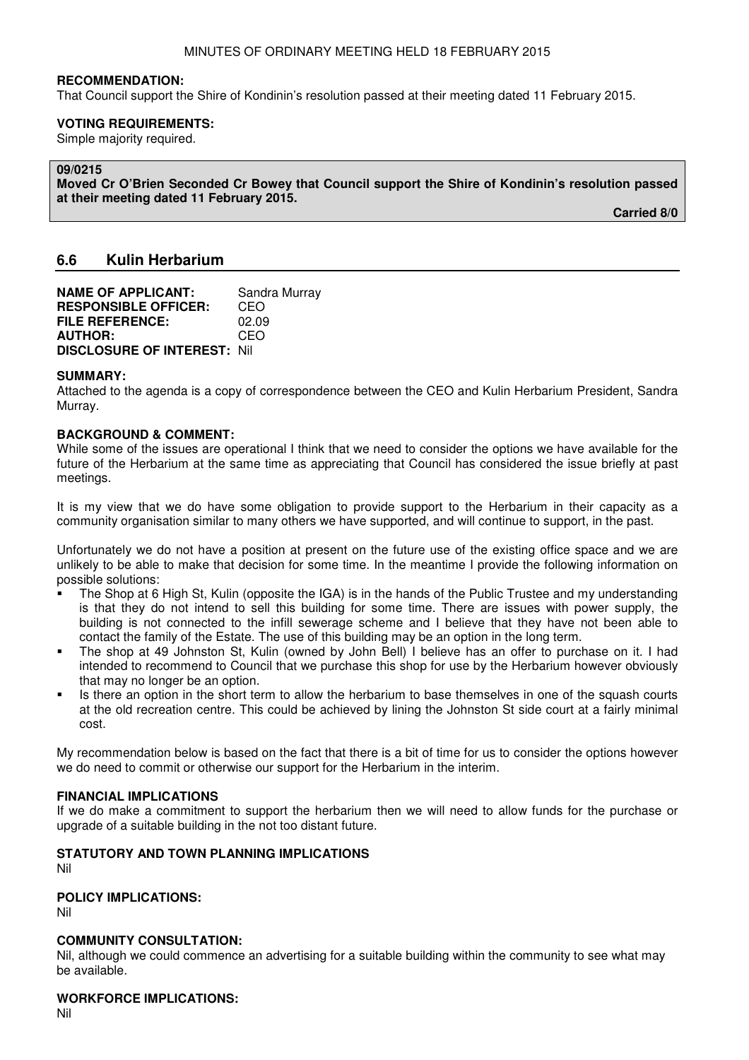**RECOMMENDATION:**
That Council support the Shire of Kondinin's resolution passed at their meeting dated 11 February 2015.

**VOTING REQUIREMENTS:**
Simple majority required.

**09/0215**
**Moved Cr O'Brien Seconded Cr Bowey that Council support the Shire of Kondinin's resolution passed at their meeting dated 11 February 2015.**

**Carried 8/0**

## 6.6 Kulin Herbarium

**NAME OF APPLICANT:** Sandra Murray
**RESPONSIBLE OFFICER:** CEO
**FILE REFERENCE:** 02.09
**AUTHOR:** CEO
**DISCLOSURE OF INTEREST:** Nil

**SUMMARY:**
Attached to the agenda is a copy of correspondence between the CEO and Kulin Herbarium President, Sandra Murray.

**BACKGROUND & COMMENT:**
While some of the issues are operational I think that we need to consider the options we have available for the future of the Herbarium at the same time as appreciating that Council has considered the issue briefly at past meetings.

It is my view that we do have some obligation to provide support to the Herbarium in their capacity as a community organisation similar to many others we have supported, and will continue to support, in the past.

Unfortunately we do not have a position at present on the future use of the existing office space and we are unlikely to be able to make that decision for some time. In the meantime I provide the following information on possible solutions:

- The Shop at 6 High St, Kulin (opposite the IGA) is in the hands of the Public Trustee and my understanding is that they do not intend to sell this building for some time. There are issues with power supply, the building is not connected to the infill sewerage scheme and I believe that they have not been able to contact the family of the Estate. The use of this building may be an option in the long term.
- The shop at 49 Johnston St, Kulin (owned by John Bell) I believe has an offer to purchase on it. I had intended to recommend to Council that we purchase this shop for use by the Herbarium however obviously that may no longer be an option.
- Is there an option in the short term to allow the herbarium to base themselves in one of the squash courts at the old recreation centre. This could be achieved by lining the Johnston St side court at a fairly minimal cost.

My recommendation below is based on the fact that there is a bit of time for us to consider the options however we do need to commit or otherwise our support for the Herbarium in the interim.

**FINANCIAL IMPLICATIONS**
If we do make a commitment to support the herbarium then we will need to allow funds for the purchase or upgrade of a suitable building in the not too distant future.

**STATUTORY AND TOWN PLANNING IMPLICATIONS**
Nil

**POLICY IMPLICATIONS:**
Nil

**COMMUNITY CONSULTATION:**
Nil, although we could commence an advertising for a suitable building within the community to see what may be available.

**WORKFORCE IMPLICATIONS:**
Nil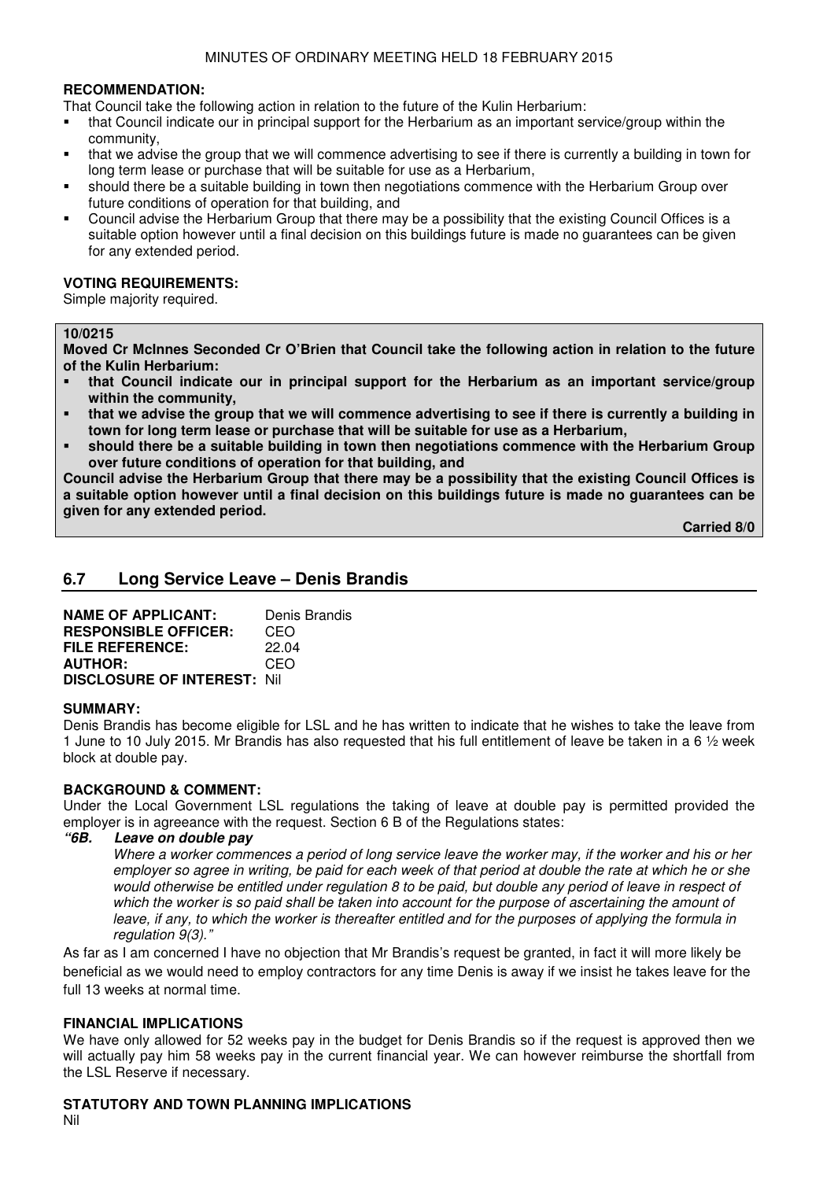**RECOMMENDATION:**

That Council take the following action in relation to the future of the Kulin Herbarium:

- that Council indicate our in principal support for the Herbarium as an important service/group within the community,
- that we advise the group that we will commence advertising to see if there is currently a building in town for long term lease or purchase that will be suitable for use as a Herbarium,
- should there be a suitable building in town then negotiations commence with the Herbarium Group over future conditions of operation for that building, and
- Council advise the Herbarium Group that there may be a possibility that the existing Council Offices is a suitable option however until a final decision on this buildings future is made no guarantees can be given for any extended period.

**VOTING REQUIREMENTS:**

Simple majority required.

**10/0215**

**Moved Cr McInnes Seconded Cr O'Brien that Council take the following action in relation to the future of the Kulin Herbarium:**

- **that Council indicate our in principal support for the Herbarium as an important service/group within the community,**
- **that we advise the group that we will commence advertising to see if there is currently a building in town for long term lease or purchase that will be suitable for use as a Herbarium,**
- **should there be a suitable building in town then negotiations commence with the Herbarium Group over future conditions of operation for that building, and**

**Council advise the Herbarium Group that there may be a possibility that the existing Council Offices is a suitable option however until a final decision on this buildings future is made no guarantees can be given for any extended period.**

**Carried 8/0**

## 6.7 Long Service Leave – Denis Brandis

**NAME OF APPLICANT:** Denis Brandis
**RESPONSIBLE OFFICER:** CEO
**FILE REFERENCE:** 22.04
**AUTHOR:** CEO
**DISCLOSURE OF INTEREST:** Nil

**SUMMARY:**

Denis Brandis has become eligible for LSL and he has written to indicate that he wishes to take the leave from 1 June to 10 July 2015. Mr Brandis has also requested that his full entitlement of leave be taken in a 6 ½ week block at double pay.

**BACKGROUND & COMMENT:**

Under the Local Government LSL regulations the taking of leave at double pay is permitted provided the employer is in agreeance with the request. Section 6 B of the Regulations states:

***"6B. Leave on double pay***

*Where a worker commences a period of long service leave the worker may, if the worker and his or her employer so agree in writing, be paid for each week of that period at double the rate at which he or she would otherwise be entitled under regulation 8 to be paid, but double any period of leave in respect of which the worker is so paid shall be taken into account for the purpose of ascertaining the amount of leave, if any, to which the worker is thereafter entitled and for the purposes of applying the formula in regulation 9(3)."*

As far as I am concerned I have no objection that Mr Brandis's request be granted, in fact it will more likely be beneficial as we would need to employ contractors for any time Denis is away if we insist he takes leave for the full 13 weeks at normal time.

**FINANCIAL IMPLICATIONS**

We have only allowed for 52 weeks pay in the budget for Denis Brandis so if the request is approved then we will actually pay him 58 weeks pay in the current financial year. We can however reimburse the shortfall from the LSL Reserve if necessary.

**STATUTORY AND TOWN PLANNING IMPLICATIONS**

Nil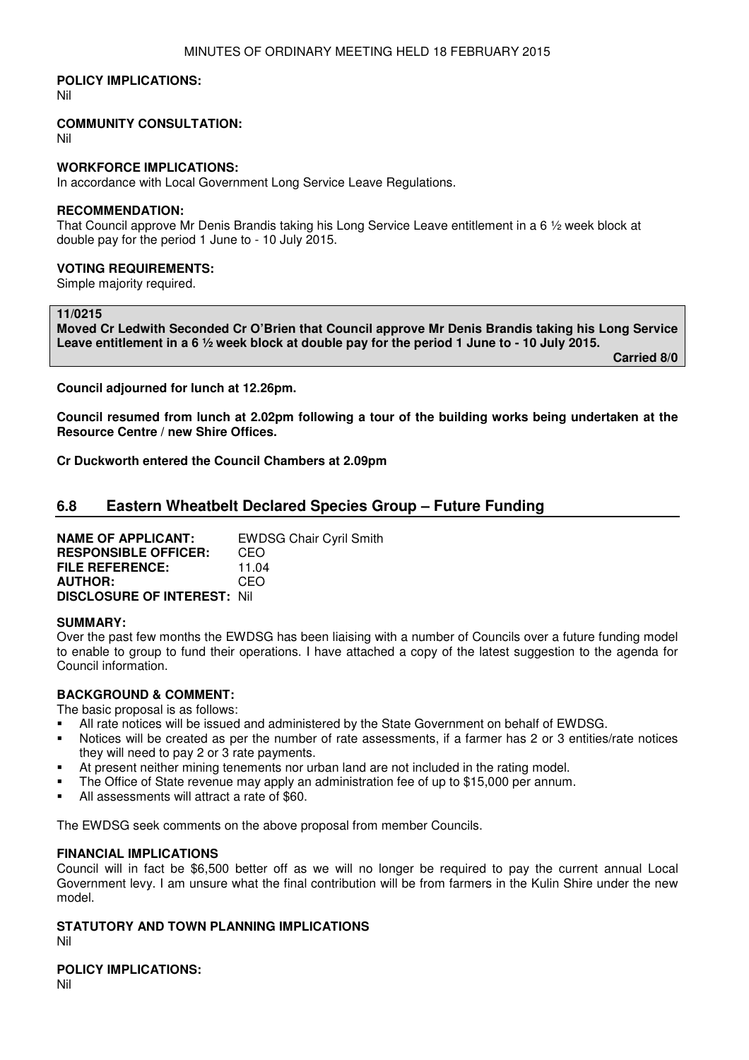**POLICY IMPLICATIONS:**
Nil

**COMMUNITY CONSULTATION:**
Nil

**WORKFORCE IMPLICATIONS:**
In accordance with Local Government Long Service Leave Regulations.

**RECOMMENDATION:**
That Council approve Mr Denis Brandis taking his Long Service Leave entitlement in a 6 ½ week block at double pay for the period 1 June to - 10 July 2015.

**VOTING REQUIREMENTS:**
Simple majority required.

**11/0215**
**Moved Cr Ledwith Seconded Cr O'Brien that Council approve Mr Denis Brandis taking his Long Service Leave entitlement in a 6 ½ week block at double pay for the period 1 June to - 10 July 2015.**

**Carried 8/0**

**Council adjourned for lunch at 12.26pm.**

**Council resumed from lunch at 2.02pm following a tour of the building works being undertaken at the Resource Centre / new Shire Offices.**

**Cr Duckworth entered the Council Chambers at 2.09pm**

## 6.8 Eastern Wheatbelt Declared Species Group – Future Funding

**NAME OF APPLICANT:** EWDSG Chair Cyril Smith
**RESPONSIBLE OFFICER:** CEO
**FILE REFERENCE:** 11.04
**AUTHOR:** CEO
**DISCLOSURE OF INTEREST:** Nil

**SUMMARY:**
Over the past few months the EWDSG has been liaising with a number of Councils over a future funding model to enable to group to fund their operations. I have attached a copy of the latest suggestion to the agenda for Council information.

**BACKGROUND & COMMENT:**
The basic proposal is as follows:

- All rate notices will be issued and administered by the State Government on behalf of EWDSG.
- Notices will be created as per the number of rate assessments, if a farmer has 2 or 3 entities/rate notices they will need to pay 2 or 3 rate payments.
- At present neither mining tenements nor urban land are not included in the rating model.
- The Office of State revenue may apply an administration fee of up to $15,000 per annum.
- All assessments will attract a rate of $60.

The EWDSG seek comments on the above proposal from member Councils.

**FINANCIAL IMPLICATIONS**
Council will in fact be $6,500 better off as we will no longer be required to pay the current annual Local Government levy. I am unsure what the final contribution will be from farmers in the Kulin Shire under the new model.

**STATUTORY AND TOWN PLANNING IMPLICATIONS**
Nil

**POLICY IMPLICATIONS:**
Nil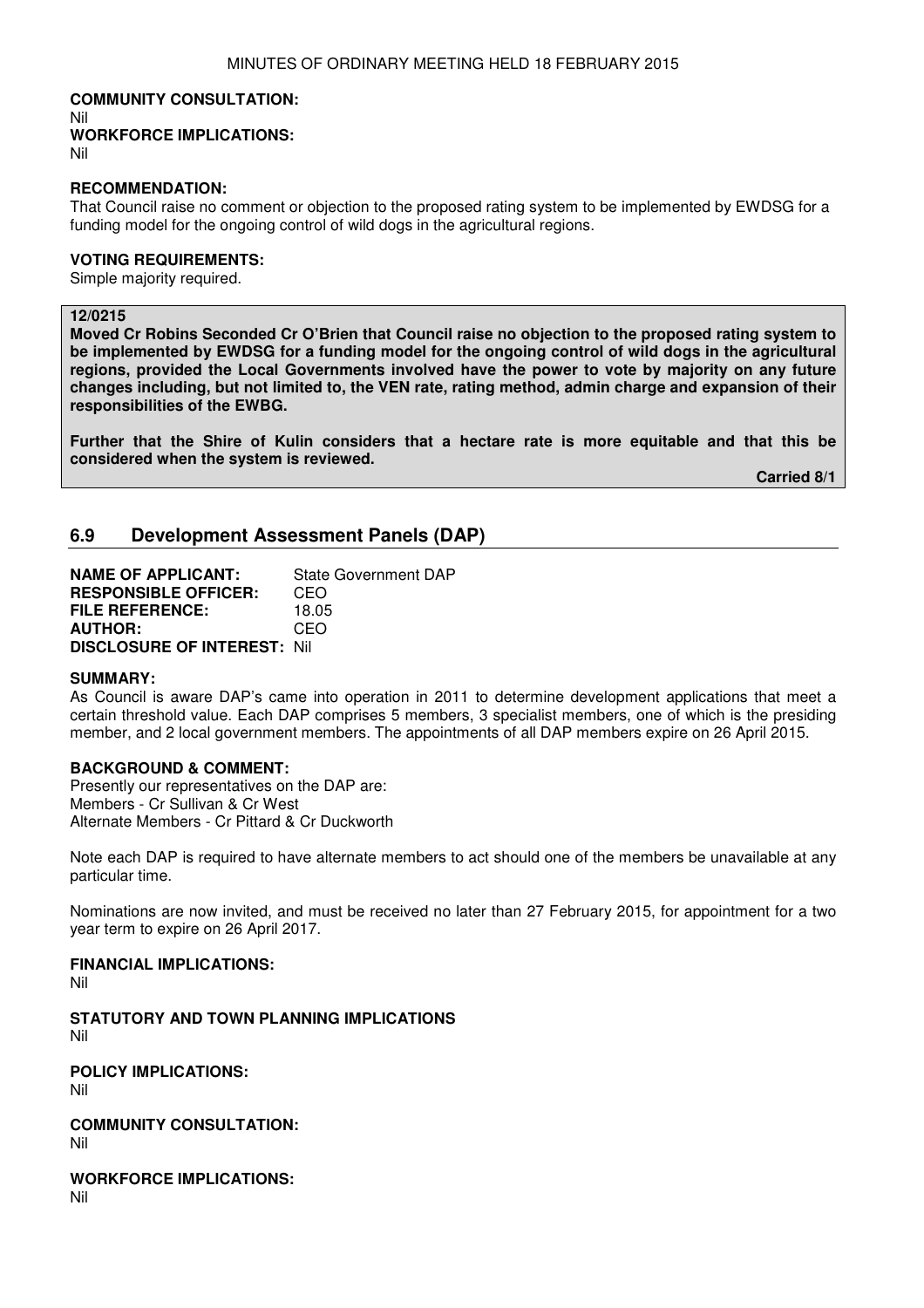**COMMUNITY CONSULTATION:**
Nil

**WORKFORCE IMPLICATIONS:**
Nil

**RECOMMENDATION:**
That Council raise no comment or objection to the proposed rating system to be implemented by EWDSG for a funding model for the ongoing control of wild dogs in the agricultural regions.

**VOTING REQUIREMENTS:**
Simple majority required.

**12/0215**
**Moved Cr Robins Seconded Cr O'Brien that Council raise no objection to the proposed rating system to be implemented by EWDSG for a funding model for the ongoing control of wild dogs in the agricultural regions, provided the Local Governments involved have the power to vote by majority on any future changes including, but not limited to, the VEN rate, rating method, admin charge and expansion of their responsibilities of the EWBG.**

**Further that the Shire of Kulin considers that a hectare rate is more equitable and that this be considered when the system is reviewed.**

**Carried 8/1**

## 6.9 Development Assessment Panels (DAP)

**NAME OF APPLICANT:** State Government DAP
**RESPONSIBLE OFFICER:** CEO
**FILE REFERENCE:** 18.05
**AUTHOR:** CEO
**DISCLOSURE OF INTEREST:** Nil

**SUMMARY:**
As Council is aware DAP's came into operation in 2011 to determine development applications that meet a certain threshold value. Each DAP comprises 5 members, 3 specialist members, one of which is the presiding member, and 2 local government members. The appointments of all DAP members expire on 26 April 2015.

**BACKGROUND & COMMENT:**
Presently our representatives on the DAP are:
Members - Cr Sullivan & Cr West
Alternate Members - Cr Pittard & Cr Duckworth

Note each DAP is required to have alternate members to act should one of the members be unavailable at any particular time.

Nominations are now invited, and must be received no later than 27 February 2015, for appointment for a two year term to expire on 26 April 2017.

**FINANCIAL IMPLICATIONS:**
Nil

**STATUTORY AND TOWN PLANNING IMPLICATIONS**
Nil

**POLICY IMPLICATIONS:**
Nil

**COMMUNITY CONSULTATION:**
Nil

**WORKFORCE IMPLICATIONS:**
Nil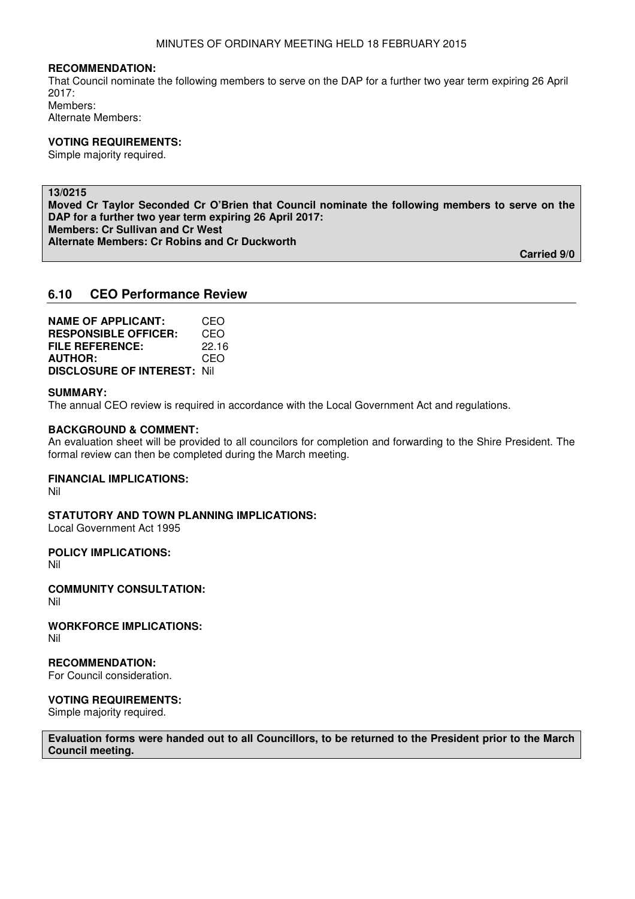**RECOMMENDATION:**
That Council nominate the following members to serve on the DAP for a further two year term expiring 26 April 2017:
Members:
Alternate Members:

**VOTING REQUIREMENTS:**
Simple majority required.

**13/0215**
**Moved Cr Taylor Seconded Cr O'Brien that Council nominate the following members to serve on the DAP for a further two year term expiring 26 April 2017:**
**Members: Cr Sullivan and Cr West**
**Alternate Members: Cr Robins and Cr Duckworth**

**Carried 9/0**

## 6.10 CEO Performance Review

**NAME OF APPLICANT:** CEO
**RESPONSIBLE OFFICER:** CEO
**FILE REFERENCE:** 22.16
**AUTHOR:** CEO
**DISCLOSURE OF INTEREST:** Nil

**SUMMARY:**
The annual CEO review is required in accordance with the Local Government Act and regulations.

**BACKGROUND & COMMENT:**
An evaluation sheet will be provided to all councilors for completion and forwarding to the Shire President. The formal review can then be completed during the March meeting.

**FINANCIAL IMPLICATIONS:**
Nil

**STATUTORY AND TOWN PLANNING IMPLICATIONS:**
Local Government Act 1995

**POLICY IMPLICATIONS:**
Nil

**COMMUNITY CONSULTATION:**
Nil

**WORKFORCE IMPLICATIONS:**
Nil

**RECOMMENDATION:**
For Council consideration.

**VOTING REQUIREMENTS:**
Simple majority required.

**Evaluation forms were handed out to all Councillors, to be returned to the President prior to the March Council meeting.**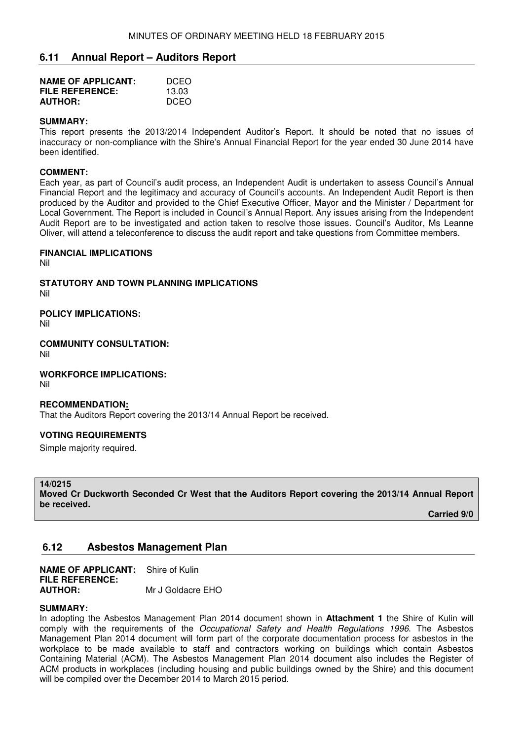## 6.11 Annual Report – Auditors Report

**NAME OF APPLICANT:** DCEO
**FILE REFERENCE:** 13.03
**AUTHOR:** DCEO

**SUMMARY:**
This report presents the 2013/2014 Independent Auditor's Report. It should be noted that no issues of inaccuracy or non-compliance with the Shire's Annual Financial Report for the year ended 30 June 2014 have been identified.

**COMMENT:**
Each year, as part of Council's audit process, an Independent Audit is undertaken to assess Council's Annual Financial Report and the legitimacy and accuracy of Council's accounts. An Independent Audit Report is then produced by the Auditor and provided to the Chief Executive Officer, Mayor and the Minister / Department for Local Government. The Report is included in Council's Annual Report. Any issues arising from the Independent Audit Report are to be investigated and action taken to resolve those issues. Council's Auditor, Ms Leanne Oliver, will attend a teleconference to discuss the audit report and take questions from Committee members.

**FINANCIAL IMPLICATIONS**
Nil

**STATUTORY AND TOWN PLANNING IMPLICATIONS**
Nil

**POLICY IMPLICATIONS:**
Nil

**COMMUNITY CONSULTATION:**
Nil

**WORKFORCE IMPLICATIONS:**
Nil

**RECOMMENDATION:**
That the Auditors Report covering the 2013/14 Annual Report be received.

**VOTING REQUIREMENTS**
Simple majority required.

**14/0215**
**Moved Cr Duckworth Seconded Cr West that the Auditors Report covering the 2013/14 Annual Report be received.**

**Carried 9/0**

## 6.12 Asbestos Management Plan

**NAME OF APPLICANT:** Shire of Kulin
**FILE REFERENCE:**
**AUTHOR:** Mr J Goldacre EHO

**SUMMARY:**
In adopting the Asbestos Management Plan 2014 document shown in **Attachment 1** the Shire of Kulin will comply with the requirements of the *Occupational Safety and Health Regulations 1996*. The Asbestos Management Plan 2014 document will form part of the corporate documentation process for asbestos in the workplace to be made available to staff and contractors working on buildings which contain Asbestos Containing Material (ACM). The Asbestos Management Plan 2014 document also includes the Register of ACM products in workplaces (including housing and public buildings owned by the Shire) and this document will be compiled over the December 2014 to March 2015 period.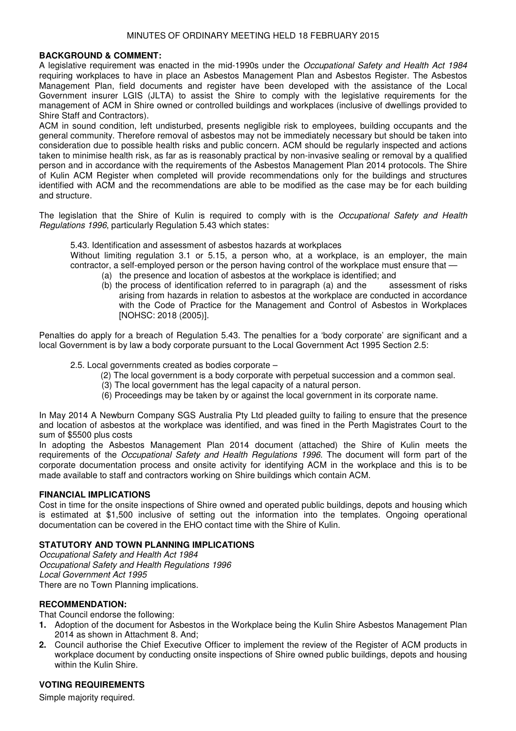**BACKGROUND & COMMENT:**

A legislative requirement was enacted in the mid-1990s under the *Occupational Safety and Health Act 1984* requiring workplaces to have in place an Asbestos Management Plan and Asbestos Register. The Asbestos Management Plan, field documents and register have been developed with the assistance of the Local Government insurer LGIS (JLTA) to assist the Shire to comply with the legislative requirements for the management of ACM in Shire owned or controlled buildings and workplaces (inclusive of dwellings provided to Shire Staff and Contractors).

ACM in sound condition, left undisturbed, presents negligible risk to employees, building occupants and the general community. Therefore removal of asbestos may not be immediately necessary but should be taken into consideration due to possible health risks and public concern. ACM should be regularly inspected and actions taken to minimise health risk, as far as is reasonably practical by non-invasive sealing or removal by a qualified person and in accordance with the requirements of the Asbestos Management Plan 2014 protocols. The Shire of Kulin ACM Register when completed will provide recommendations only for the buildings and structures identified with ACM and the recommendations are able to be modified as the case may be for each building and structure.

The legislation that the Shire of Kulin is required to comply with is the *Occupational Safety and Health Regulations 1996*, particularly Regulation 5.43 which states:

> 5.43. Identification and assessment of asbestos hazards at workplaces
>
> Without limiting regulation 3.1 or 5.15, a person who, at a workplace, is an employer, the main contractor, a self-employed person or the person having control of the workplace must ensure that —
>
> (a) the presence and location of asbestos at the workplace is identified; and
>
> (b) the process of identification referred to in paragraph (a) and the assessment of risks arising from hazards in relation to asbestos at the workplace are conducted in accordance with the Code of Practice for the Management and Control of Asbestos in Workplaces [NOHSC: 2018 (2005)].

Penalties do apply for a breach of Regulation 5.43. The penalties for a 'body corporate' are significant and a local Government is by law a body corporate pursuant to the Local Government Act 1995 Section 2.5:

> 2.5. Local governments created as bodies corporate –
>
> (2) The local government is a body corporate with perpetual succession and a common seal.
>
> (3) The local government has the legal capacity of a natural person.
>
> (6) Proceedings may be taken by or against the local government in its corporate name.

In May 2014 A Newburn Company SGS Australia Pty Ltd pleaded guilty to failing to ensure that the presence and location of asbestos at the workplace was identified, and was fined in the Perth Magistrates Court to the sum of $5500 plus costs

In adopting the Asbestos Management Plan 2014 document (attached) the Shire of Kulin meets the requirements of the *Occupational Safety and Health Regulations 1996*. The document will form part of the corporate documentation process and onsite activity for identifying ACM in the workplace and this is to be made available to staff and contractors working on Shire buildings which contain ACM.

**FINANCIAL IMPLICATIONS**

Cost in time for the onsite inspections of Shire owned and operated public buildings, depots and housing which is estimated at $1,500 inclusive of setting out the information into the templates. Ongoing operational documentation can be covered in the EHO contact time with the Shire of Kulin.

**STATUTORY AND TOWN PLANNING IMPLICATIONS**

*Occupational Safety and Health Act 1984*
*Occupational Safety and Health Regulations 1996*
*Local Government Act 1995*
There are no Town Planning implications.

**RECOMMENDATION:**

That Council endorse the following:

1. Adoption of the document for Asbestos in the Workplace being the Kulin Shire Asbestos Management Plan 2014 as shown in Attachment 8. And;
2. Council authorise the Chief Executive Officer to implement the review of the Register of ACM products in workplace document by conducting onsite inspections of Shire owned public buildings, depots and housing within the Kulin Shire.

**VOTING REQUIREMENTS**

Simple majority required.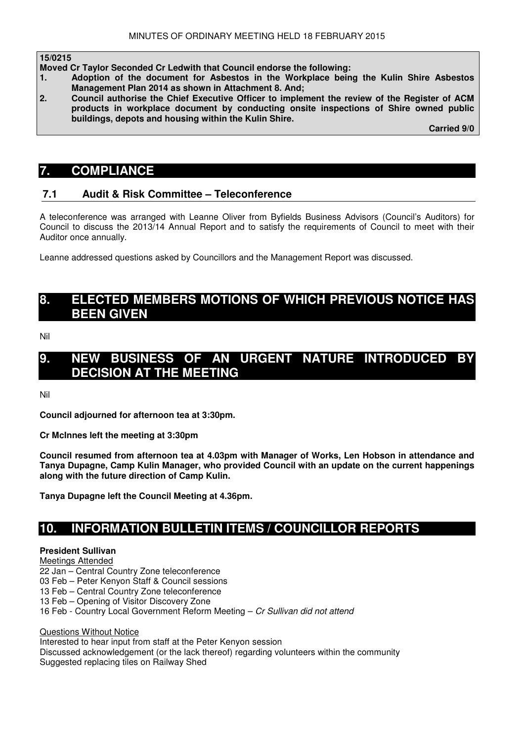**15/0215**

**Moved Cr Taylor Seconded Cr Ledwith that Council endorse the following:**

1. **Adoption of the document for Asbestos in the Workplace being the Kulin Shire Asbestos Management Plan 2014 as shown in Attachment 8. And;**
2. **Council authorise the Chief Executive Officer to implement the review of the Register of ACM products in workplace document by conducting onsite inspections of Shire owned public buildings, depots and housing within the Kulin Shire.**

**Carried 9/0**

# 7. COMPLIANCE

## 7.1 Audit & Risk Committee – Teleconference

A teleconference was arranged with Leanne Oliver from Byfields Business Advisors (Council's Auditors) for Council to discuss the 2013/14 Annual Report and to satisfy the requirements of Council to meet with their Auditor once annually.

Leanne addressed questions asked by Councillors and the Management Report was discussed.

# 8. ELECTED MEMBERS MOTIONS OF WHICH PREVIOUS NOTICE HAS BEEN GIVEN

Nil

# 9. NEW BUSINESS OF AN URGENT NATURE INTRODUCED BY DECISION AT THE MEETING

Nil

**Council adjourned for afternoon tea at 3:30pm.**

**Cr McInnes left the meeting at 3:30pm**

**Council resumed from afternoon tea at 4.03pm with Manager of Works, Len Hobson in attendance and Tanya Dupagne, Camp Kulin Manager, who provided Council with an update on the current happenings along with the future direction of Camp Kulin.**

**Tanya Dupagne left the Council Meeting at 4.36pm.**

# 10. INFORMATION BULLETIN ITEMS / COUNCILLOR REPORTS

**President Sullivan**

Meetings Attended

22 Jan – Central Country Zone teleconference
03 Feb – Peter Kenyon Staff & Council sessions
13 Feb – Central Country Zone teleconference
13 Feb – Opening of Visitor Discovery Zone
16 Feb - Country Local Government Reform Meeting – *Cr Sullivan did not attend*

Questions Without Notice

Interested to hear input from staff at the Peter Kenyon session
Discussed acknowledgement (or the lack thereof) regarding volunteers within the community
Suggested replacing tiles on Railway Shed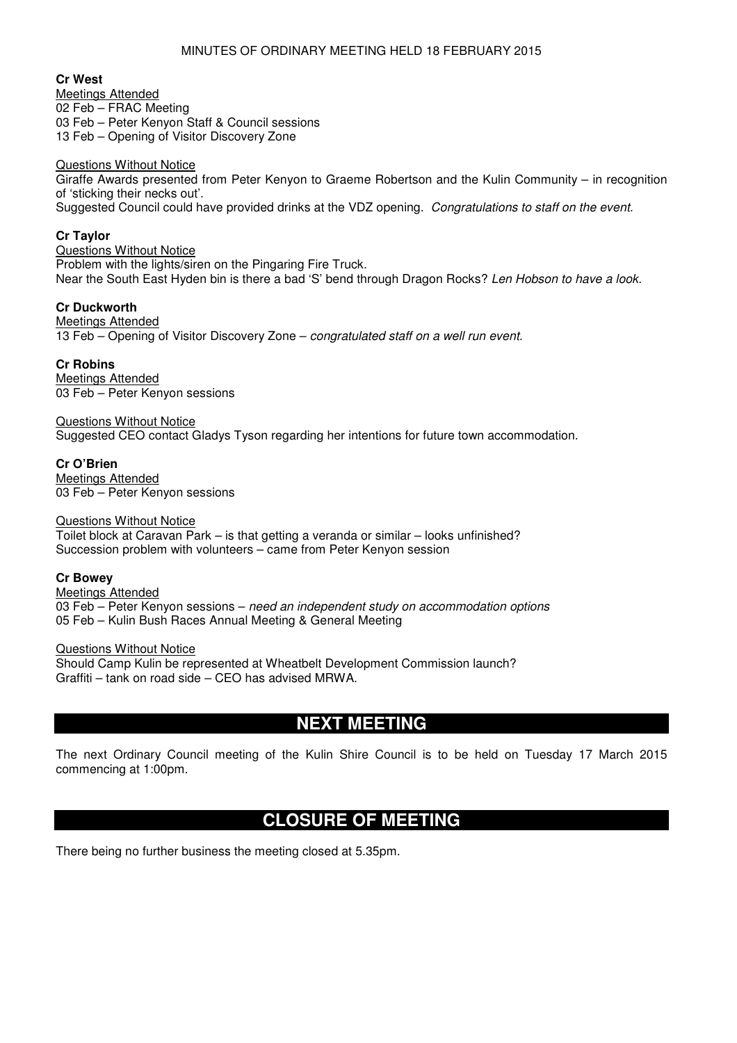**Cr West**

Meetings Attended

02 Feb – FRAC Meeting
03 Feb – Peter Kenyon Staff & Council sessions
13 Feb – Opening of Visitor Discovery Zone

Questions Without Notice

Giraffe Awards presented from Peter Kenyon to Graeme Robertson and the Kulin Community – in recognition of 'sticking their necks out'.
Suggested Council could have provided drinks at the VDZ opening. *Congratulations to staff on the event.*

**Cr Taylor**

Questions Without Notice

Problem with the lights/siren on the Pingaring Fire Truck.
Near the South East Hyden bin is there a bad 'S' bend through Dragon Rocks? *Len Hobson to have a look.*

**Cr Duckworth**

Meetings Attended

13 Feb – Opening of Visitor Discovery Zone – *congratulated staff on a well run event.*

**Cr Robins**

Meetings Attended

03 Feb – Peter Kenyon sessions

Questions Without Notice

Suggested CEO contact Gladys Tyson regarding her intentions for future town accommodation.

**Cr O'Brien**

Meetings Attended

03 Feb – Peter Kenyon sessions

Questions Without Notice

Toilet block at Caravan Park – is that getting a veranda or similar – looks unfinished?
Succession problem with volunteers – came from Peter Kenyon session

**Cr Bowey**

Meetings Attended

03 Feb – Peter Kenyon sessions – *need an independent study on accommodation options*
05 Feb – Kulin Bush Races Annual Meeting & General Meeting

Questions Without Notice

Should Camp Kulin be represented at Wheatbelt Development Commission launch?
Graffiti – tank on road side – CEO has advised MRWA.

## NEXT MEETING

The next Ordinary Council meeting of the Kulin Shire Council is to be held on Tuesday 17 March 2015 commencing at 1:00pm.

## CLOSURE OF MEETING

There being no further business the meeting closed at 5.35pm.